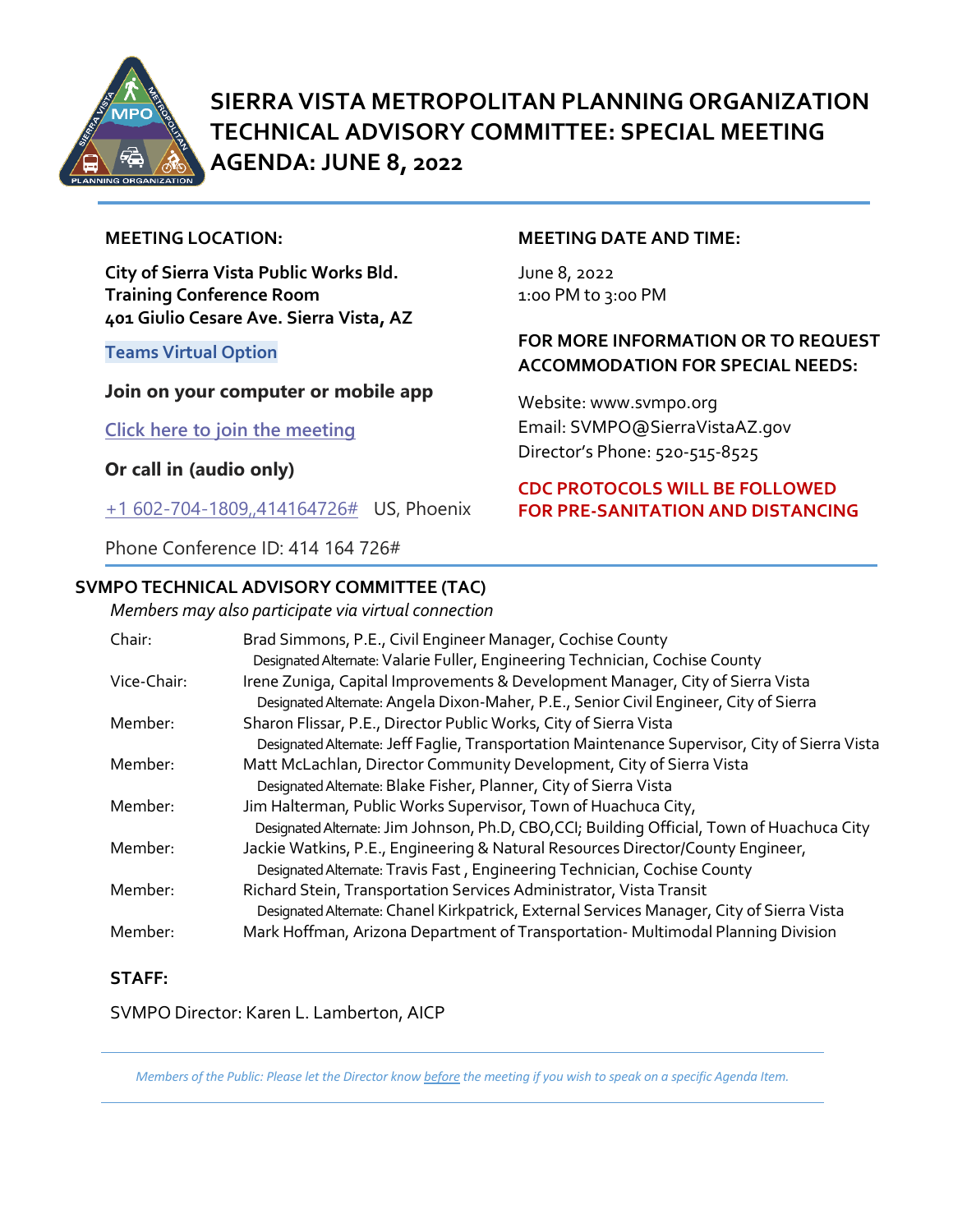# SIERRA VISTA METROPOLITAN PLANNING ORGANIZATION TECHNICAL ADVISORY COMMITTEE: SPECIAL MEETING AGENDA: JUNE 8, 2022

**MEETING LOCATION:**

**City of Sierra Vista Public Works Bld.**
**Training Conference Room**
**401 Giulio Cesare Ave. Sierra Vista, AZ**

**Teams Virtual Option**

**Join on your computer or mobile app**

Click here to join the meeting

**Or call in (audio only)**

+1 602-704-1809,,414164726# US, Phoenix

Phone Conference ID: 414 164 726#

**MEETING DATE AND TIME:**

June 8, 2022
1:00 PM to 3:00 PM

**FOR MORE INFORMATION OR TO REQUEST ACCOMMODATION FOR SPECIAL NEEDS:**

Website: www.svmpo.org
Email: SVMPO@SierraVistaAZ.gov
Director's Phone: 520-515-8525

**CDC PROTOCOLS WILL BE FOLLOWED FOR PRE-SANITATION AND DISTANCING**

## SVMPO TECHNICAL ADVISORY COMMITTEE (TAC)

*Members may also participate via virtual connection*

| | |
|---|---|
| Chair: | Brad Simmons, P.E., Civil Engineer Manager, Cochise County<br>Designated Alternate: Valarie Fuller, Engineering Technician, Cochise County |
| Vice-Chair: | Irene Zuniga, Capital Improvements & Development Manager, City of Sierra Vista<br>Designated Alternate: Angela Dixon-Maher, P.E., Senior Civil Engineer, City of Sierra |
| Member: | Sharon Flissar, P.E., Director Public Works, City of Sierra Vista<br>Designated Alternate: Jeff Faglie, Transportation Maintenance Supervisor, City of Sierra Vista |
| Member: | Matt McLachlan, Director Community Development, City of Sierra Vista<br>Designated Alternate: Blake Fisher, Planner, City of Sierra Vista |
| Member: | Jim Halterman, Public Works Supervisor, Town of Huachuca City,<br>Designated Alternate: Jim Johnson, Ph.D, CBO,CCI; Building Official, Town of Huachuca City |
| Member: | Jackie Watkins, P.E., Engineering & Natural Resources Director/County Engineer,<br>Designated Alternate: Travis Fast , Engineering Technician, Cochise County |
| Member: | Richard Stein, Transportation Services Administrator, Vista Transit<br>Designated Alternate: Chanel Kirkpatrick, External Services Manager, City of Sierra Vista |
| Member: | Mark Hoffman, Arizona Department of Transportation- Multimodal Planning Division |

**STAFF:**

SVMPO Director: Karen L. Lamberton, AICP

*Members of the Public: Please let the Director know before the meeting if you wish to speak on a specific Agenda Item.*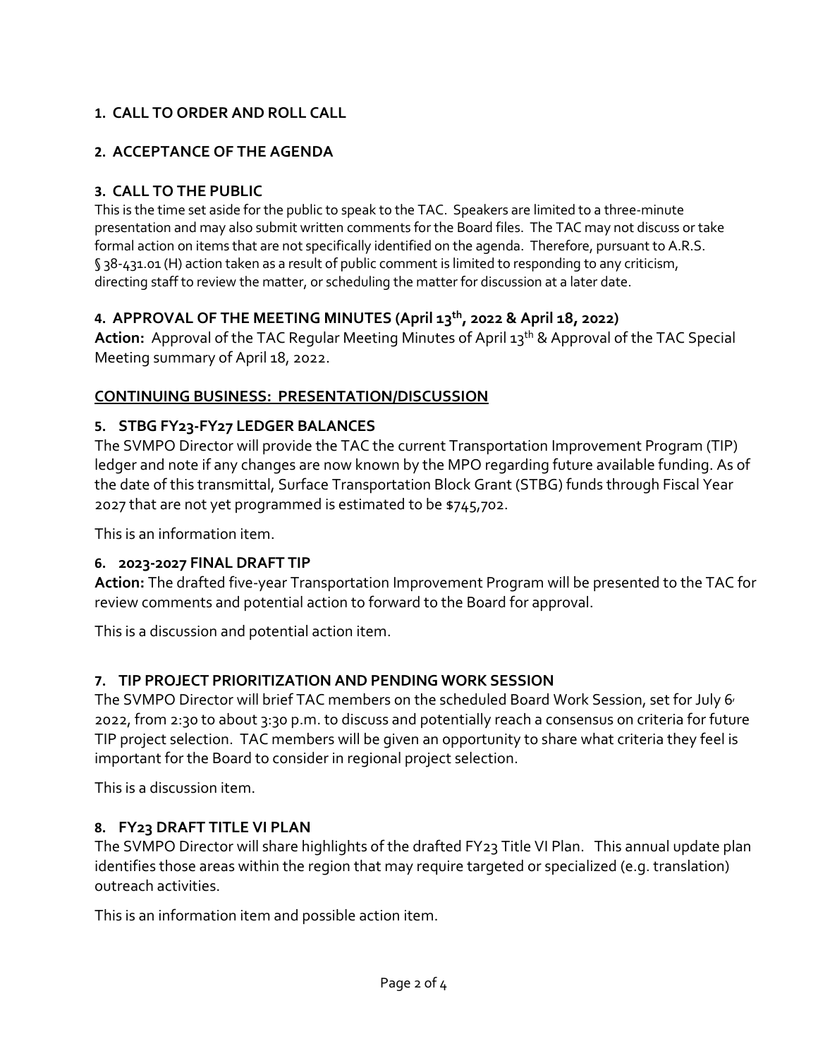## 1. CALL TO ORDER AND ROLL CALL

## 2. ACCEPTANCE OF THE AGENDA

## 3. CALL TO THE PUBLIC

This is the time set aside for the public to speak to the TAC. Speakers are limited to a three-minute presentation and may also submit written comments for the Board files. The TAC may not discuss or take formal action on items that are not specifically identified on the agenda. Therefore, pursuant to A.R.S. § 38-431.01 (H) action taken as a result of public comment is limited to responding to any criticism, directing staff to review the matter, or scheduling the matter for discussion at a later date.

## 4. APPROVAL OF THE MEETING MINUTES (April 13th, 2022 & April 18, 2022)

**Action:** Approval of the TAC Regular Meeting Minutes of April 13th & Approval of the TAC Special Meeting summary of April 18, 2022.

**CONTINUING BUSINESS: PRESENTATION/DISCUSSION**

## 5. STBG FY23-FY27 LEDGER BALANCES

The SVMPO Director will provide the TAC the current Transportation Improvement Program (TIP) ledger and note if any changes are now known by the MPO regarding future available funding. As of the date of this transmittal, Surface Transportation Block Grant (STBG) funds through Fiscal Year 2027 that are not yet programmed is estimated to be $745,702.

This is an information item.

## 6. 2023-2027 FINAL DRAFT TIP

**Action:** The drafted five-year Transportation Improvement Program will be presented to the TAC for review comments and potential action to forward to the Board for approval.

This is a discussion and potential action item.

## 7. TIP PROJECT PRIORITIZATION AND PENDING WORK SESSION

The SVMPO Director will brief TAC members on the scheduled Board Work Session, set for July 6, 2022, from 2:30 to about 3:30 p.m. to discuss and potentially reach a consensus on criteria for future TIP project selection. TAC members will be given an opportunity to share what criteria they feel is important for the Board to consider in regional project selection.

This is a discussion item.

## 8. FY23 DRAFT TITLE VI PLAN

The SVMPO Director will share highlights of the drafted FY23 Title VI Plan. This annual update plan identifies those areas within the region that may require targeted or specialized (e.g. translation) outreach activities.

This is an information item and possible action item.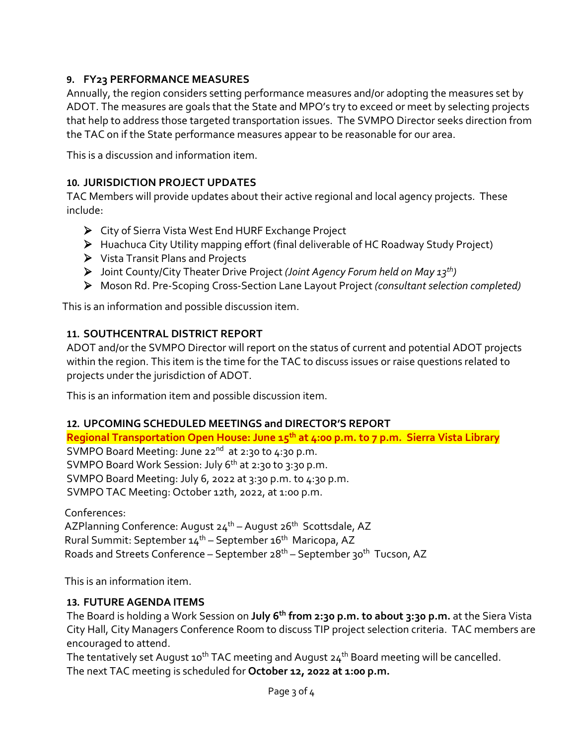### 9. FY23 PERFORMANCE MEASURES

Annually, the region considers setting performance measures and/or adopting the measures set by ADOT. The measures are goals that the State and MPO's try to exceed or meet by selecting projects that help to address those targeted transportation issues. The SVMPO Director seeks direction from the TAC on if the State performance measures appear to be reasonable for our area.

This is a discussion and information item.

### 10. JURISDICTION PROJECT UPDATES

TAC Members will provide updates about their active regional and local agency projects. These include:

- City of Sierra Vista West End HURF Exchange Project
- Huachuca City Utility mapping effort (final deliverable of HC Roadway Study Project)
- Vista Transit Plans and Projects
- Joint County/City Theater Drive Project *(Joint Agency Forum held on May 13th)*
- Moson Rd. Pre-Scoping Cross-Section Lane Layout Project *(consultant selection completed)*

This is an information and possible discussion item.

### 11. SOUTHCENTRAL DISTRICT REPORT

ADOT and/or the SVMPO Director will report on the status of current and potential ADOT projects within the region. This item is the time for the TAC to discuss issues or raise questions related to projects under the jurisdiction of ADOT.

This is an information item and possible discussion item.

### 12. UPCOMING SCHEDULED MEETINGS and DIRECTOR'S REPORT

**Regional Transportation Open House: June 15th at 4:00 p.m. to 7 p.m. Sierra Vista Library**

SVMPO Board Meeting: June 22nd at 2:30 to 4:30 p.m.
SVMPO Board Work Session: July 6th at 2:30 to 3:30 p.m.
SVMPO Board Meeting: July 6, 2022 at 3:30 p.m. to 4:30 p.m.
SVMPO TAC Meeting: October 12th, 2022, at 1:00 p.m.

Conferences:
AZPlanning Conference: August 24th – August 26th Scottsdale, AZ
Rural Summit: September 14th – September 16th Maricopa, AZ
Roads and Streets Conference – September 28th – September 30th Tucson, AZ

This is an information item.

### 13. FUTURE AGENDA ITEMS

The Board is holding a Work Session on **July 6th from 2:30 p.m. to about 3:30 p.m.** at the Siera Vista City Hall, City Managers Conference Room to discuss TIP project selection criteria. TAC members are encouraged to attend.
The tentatively set August 10th TAC meeting and August 24th Board meeting will be cancelled.
The next TAC meeting is scheduled for **October 12, 2022 at 1:00 p.m.**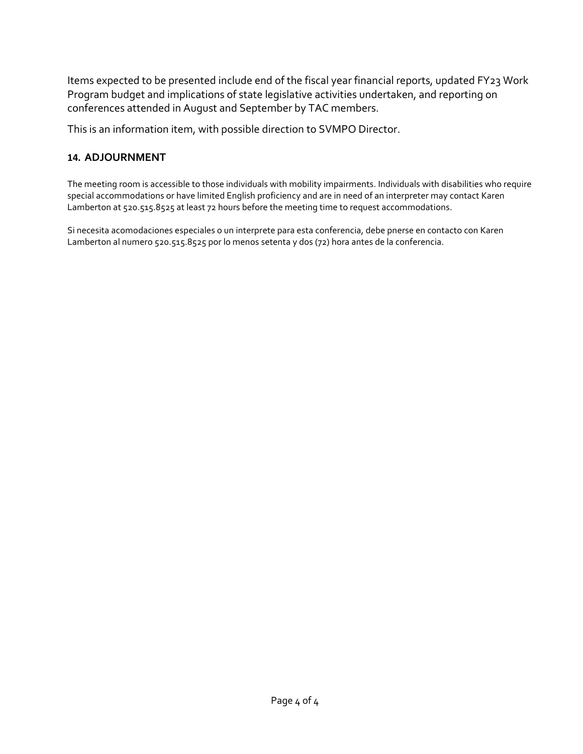Items expected to be presented include end of the fiscal year financial reports, updated FY23 Work Program budget and implications of state legislative activities undertaken, and reporting on conferences attended in August and September by TAC members.

This is an information item, with possible direction to SVMPO Director.

### 14. ADJOURNMENT

The meeting room is accessible to those individuals with mobility impairments. Individuals with disabilities who require special accommodations or have limited English proficiency and are in need of an interpreter may contact Karen Lamberton at 520.515.8525 at least 72 hours before the meeting time to request accommodations.

Si necesita acomodaciones especiales o un interprete para esta conferencia, debe pnerse en contacto con Karen Lamberton al numero 520.515.8525 por lo menos setenta y dos (72) hora antes de la conferencia.